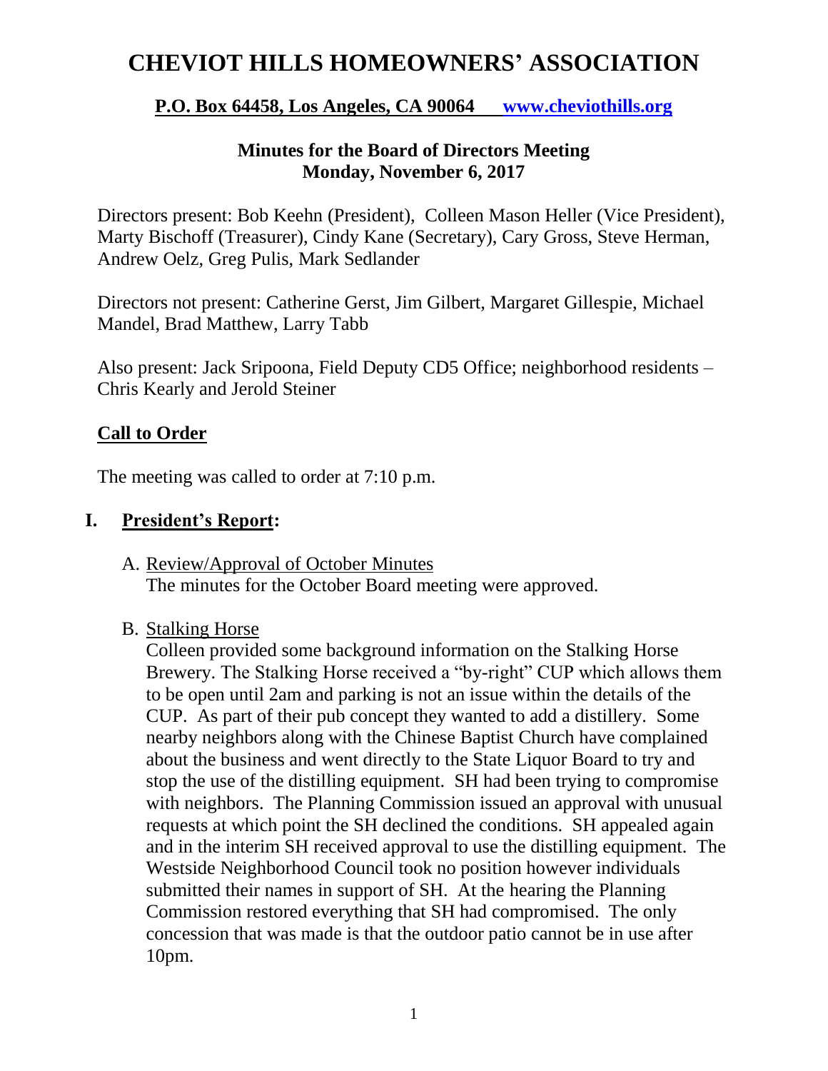# CHEVIOT HILLS HOMEOWNERS' ASSOCIATION

**P.O. Box 64458, Los Angeles, CA 90064 [www.cheviothills.org](http://www.cheviothills.org)**

**Minutes for the Board of Directors Meeting**
**Monday, November 6, 2017**

Directors present: Bob Keehn (President), Colleen Mason Heller (Vice President), Marty Bischoff (Treasurer), Cindy Kane (Secretary), Cary Gross, Steve Herman, Andrew Oelz, Greg Pulis, Mark Sedlander

Directors not present: Catherine Gerst, Jim Gilbert, Margaret Gillespie, Michael Mandel, Brad Matthew, Larry Tabb

Also present: Jack Sripoona, Field Deputy CD5 Office; neighborhood residents – Chris Kearly and Jerold Steiner

## Call to Order

The meeting was called to order at 7:10 p.m.

## I. President's Report:

A. Review/Approval of October Minutes
The minutes for the October Board meeting were approved.

B. Stalking Horse
Colleen provided some background information on the Stalking Horse Brewery. The Stalking Horse received a "by-right" CUP which allows them to be open until 2am and parking is not an issue within the details of the CUP. As part of their pub concept they wanted to add a distillery. Some nearby neighbors along with the Chinese Baptist Church have complained about the business and went directly to the State Liquor Board to try and stop the use of the distilling equipment. SH had been trying to compromise with neighbors. The Planning Commission issued an approval with unusual requests at which point the SH declined the conditions. SH appealed again and in the interim SH received approval to use the distilling equipment. The Westside Neighborhood Council took no position however individuals submitted their names in support of SH. At the hearing the Planning Commission restored everything that SH had compromised. The only concession that was made is that the outdoor patio cannot be in use after 10pm.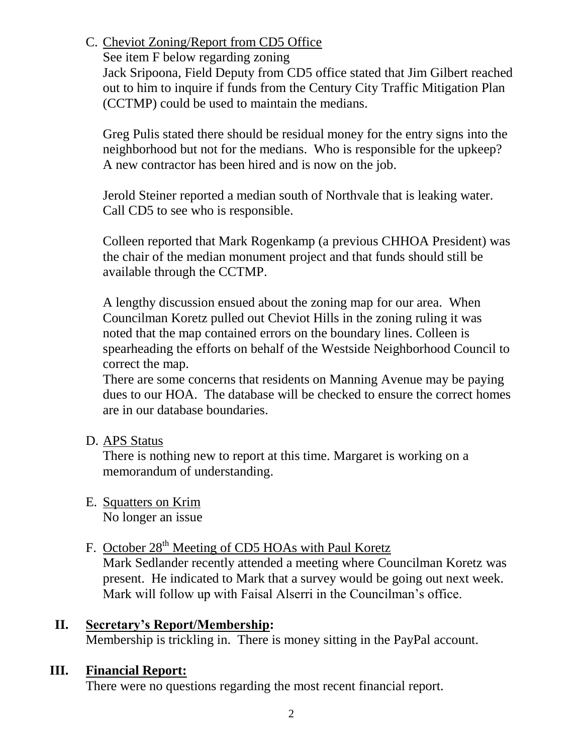C. Cheviot Zoning/Report from CD5 Office

See item F below regarding zoning

Jack Sripoona, Field Deputy from CD5 office stated that Jim Gilbert reached out to him to inquire if funds from the Century City Traffic Mitigation Plan (CCTMP) could be used to maintain the medians.

Greg Pulis stated there should be residual money for the entry signs into the neighborhood but not for the medians. Who is responsible for the upkeep? A new contractor has been hired and is now on the job.

Jerold Steiner reported a median south of Northvale that is leaking water. Call CD5 to see who is responsible.

Colleen reported that Mark Rogenkamp (a previous CHHOA President) was the chair of the median monument project and that funds should still be available through the CCTMP.

A lengthy discussion ensued about the zoning map for our area. When Councilman Koretz pulled out Cheviot Hills in the zoning ruling it was noted that the map contained errors on the boundary lines. Colleen is spearheading the efforts on behalf of the Westside Neighborhood Council to correct the map.

There are some concerns that residents on Manning Avenue may be paying dues to our HOA. The database will be checked to ensure the correct homes are in our database boundaries.

D. APS Status

There is nothing new to report at this time. Margaret is working on a memorandum of understanding.

E. Squatters on Krim

No longer an issue

F. October 28th Meeting of CD5 HOAs with Paul Koretz

Mark Sedlander recently attended a meeting where Councilman Koretz was present. He indicated to Mark that a survey would be going out next week. Mark will follow up with Faisal Alserri in the Councilman's office.

## II. Secretary's Report/Membership:

Membership is trickling in. There is money sitting in the PayPal account.

## III. Financial Report:

There were no questions regarding the most recent financial report.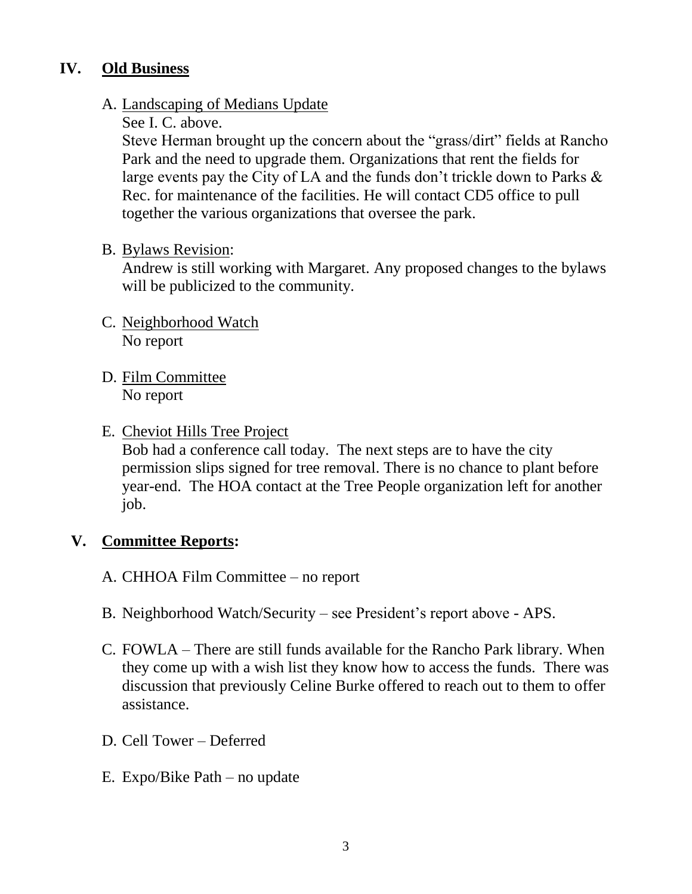## IV. Old Business

A. Landscaping of Medians Update

See I. C. above.

Steve Herman brought up the concern about the “grass/dirt” fields at Rancho Park and the need to upgrade them. Organizations that rent the fields for large events pay the City of LA and the funds don’t trickle down to Parks & Rec. for maintenance of the facilities. He will contact CD5 office to pull together the various organizations that oversee the park.

B. Bylaws Revision:

Andrew is still working with Margaret. Any proposed changes to the bylaws will be publicized to the community.

C. Neighborhood Watch

No report

D. Film Committee

No report

E. Cheviot Hills Tree Project

Bob had a conference call today. The next steps are to have the city permission slips signed for tree removal. There is no chance to plant before year-end. The HOA contact at the Tree People organization left for another job.

## V. Committee Reports:

A. CHHOA Film Committee – no report

B. Neighborhood Watch/Security – see President’s report above - APS.

C. FOWLA – There are still funds available for the Rancho Park library. When they come up with a wish list they know how to access the funds. There was discussion that previously Celine Burke offered to reach out to them to offer assistance.

D. Cell Tower – Deferred

E. Expo/Bike Path – no update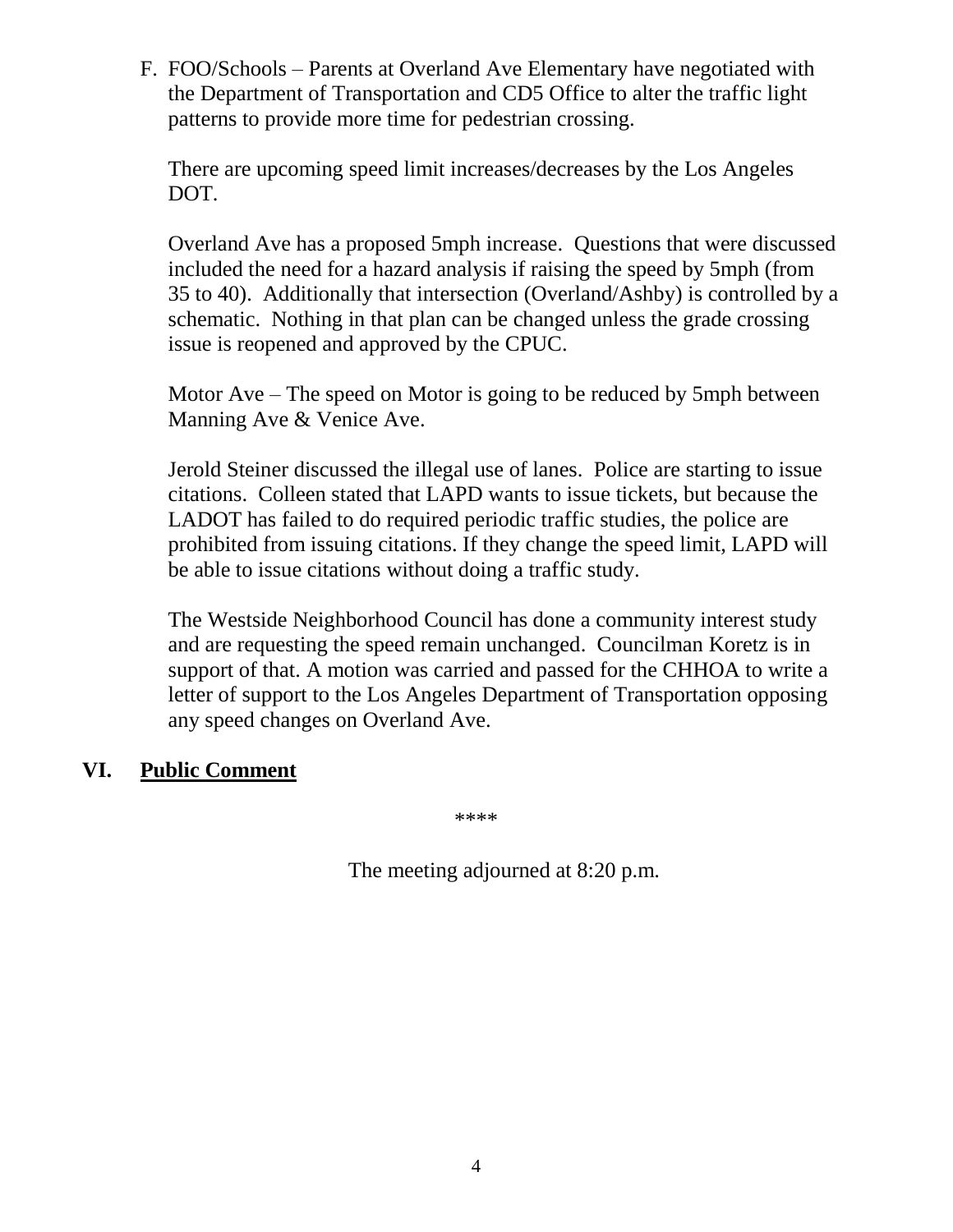F. FOO/Schools – Parents at Overland Ave Elementary have negotiated with the Department of Transportation and CD5 Office to alter the traffic light patterns to provide more time for pedestrian crossing.

   There are upcoming speed limit increases/decreases by the Los Angeles DOT.

   Overland Ave has a proposed 5mph increase. Questions that were discussed included the need for a hazard analysis if raising the speed by 5mph (from 35 to 40). Additionally that intersection (Overland/Ashby) is controlled by a schematic. Nothing in that plan can be changed unless the grade crossing issue is reopened and approved by the CPUC.

   Motor Ave – The speed on Motor is going to be reduced by 5mph between Manning Ave & Venice Ave.

   Jerold Steiner discussed the illegal use of lanes. Police are starting to issue citations. Colleen stated that LAPD wants to issue tickets, but because the LADOT has failed to do required periodic traffic studies, the police are prohibited from issuing citations. If they change the speed limit, LAPD will be able to issue citations without doing a traffic study.

   The Westside Neighborhood Council has done a community interest study and are requesting the speed remain unchanged. Councilman Koretz is in support of that. A motion was carried and passed for the CHHOA to write a letter of support to the Los Angeles Department of Transportation opposing any speed changes on Overland Ave.

## VI. Public Comment

****

The meeting adjourned at 8:20 p.m.